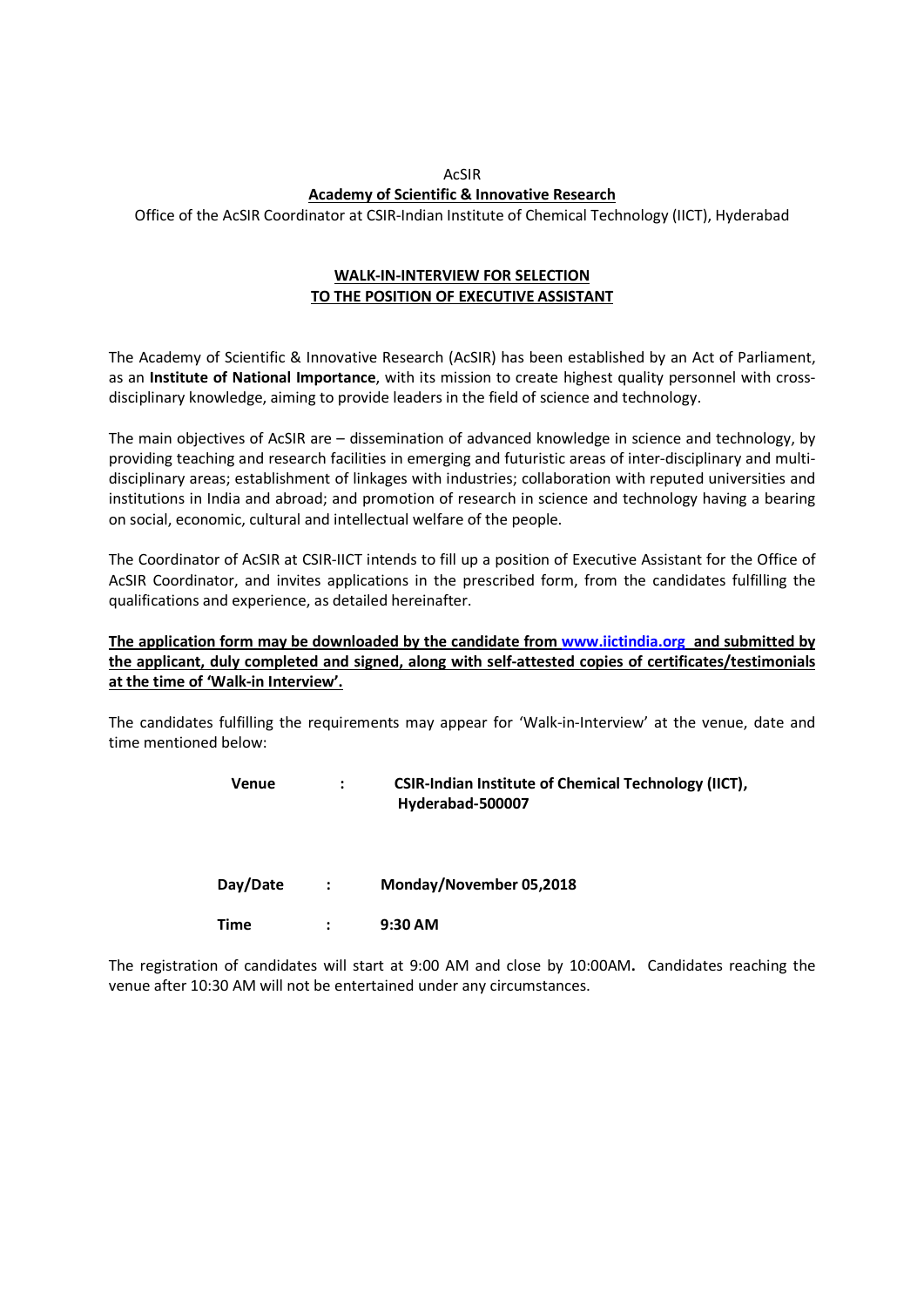AcSIR

**Academy of Scientific & Innovative Research**

Office of the AcSIR Coordinator at CSIR-Indian Institute of Chemical Technology (IICT), Hyderabad

## WALK-IN-INTERVIEW FOR SELECTION TO THE POSITION OF EXECUTIVE ASSISTANT

The Academy of Scientific & Innovative Research (AcSIR) has been established by an Act of Parliament, as an **Institute of National Importance**, with its mission to create highest quality personnel with cross-disciplinary knowledge, aiming to provide leaders in the field of science and technology.

The main objectives of AcSIR are – dissemination of advanced knowledge in science and technology, by providing teaching and research facilities in emerging and futuristic areas of inter-disciplinary and multi-disciplinary areas; establishment of linkages with industries; collaboration with reputed universities and institutions in India and abroad; and promotion of research in science and technology having a bearing on social, economic, cultural and intellectual welfare of the people.

The Coordinator of AcSIR at CSIR-IICT intends to fill up a position of Executive Assistant for the Office of AcSIR Coordinator, and invites applications in the prescribed form, from the candidates fulfilling the qualifications and experience, as detailed hereinafter.

**The application form may be downloaded by the candidate from www.iictindia.org and submitted by the applicant, duly completed and signed, along with self-attested copies of certificates/testimonials at the time of 'Walk-in Interview'.**

The candidates fulfilling the requirements may appear for 'Walk-in-Interview' at the venue, date and time mentioned below:

**Venue** : **CSIR-Indian Institute of Chemical Technology (IICT), Hyderabad-500007**

**Day/Date** : **Monday/November 05,2018**

**Time** : **9:30 AM**

The registration of candidates will start at 9:00 AM and close by 10:00AM. Candidates reaching the venue after 10:30 AM will not be entertained under any circumstances.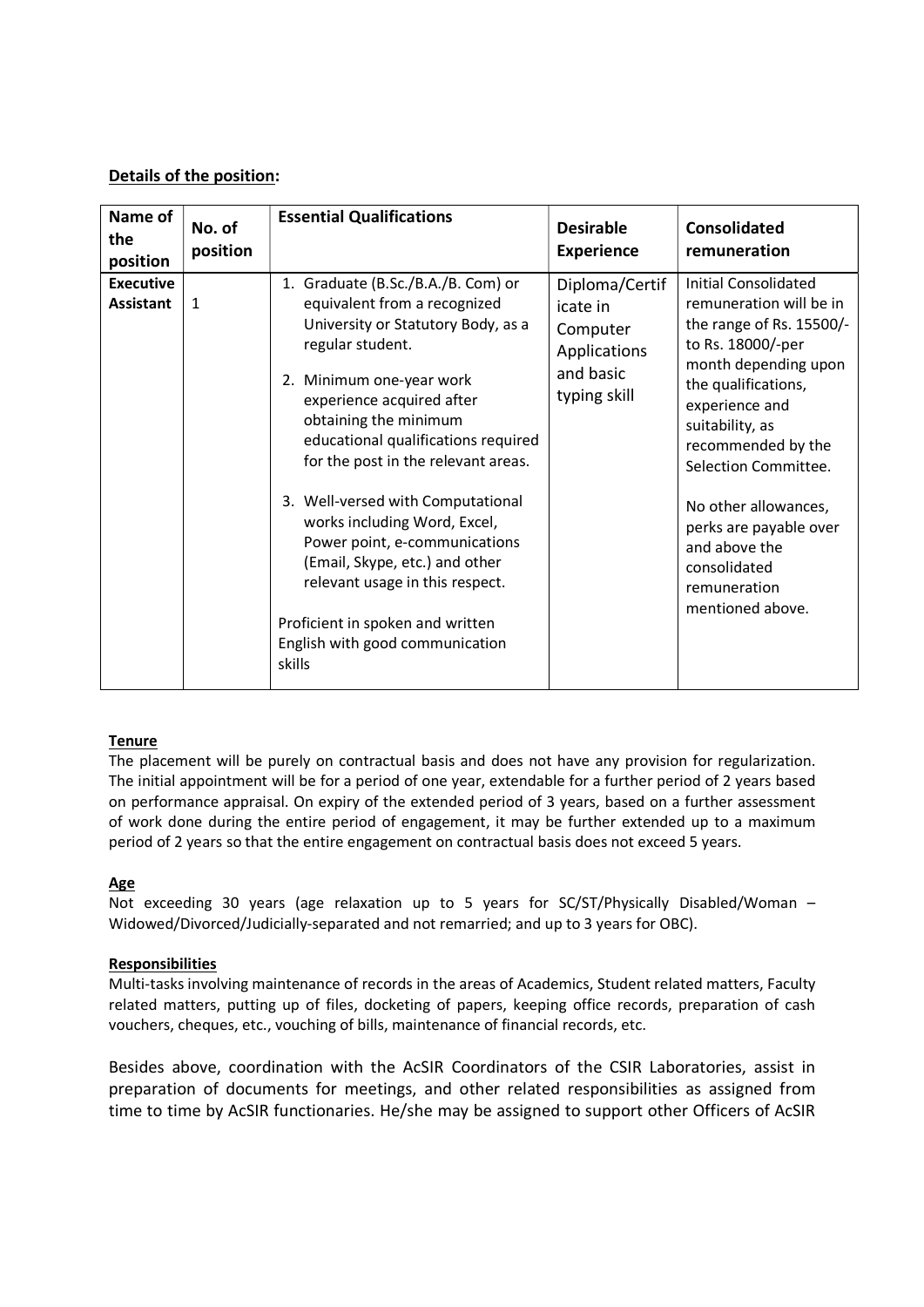**Details of the position:**

| Name of the position | No. of position | Essential Qualifications | Desirable Experience | Consolidated remuneration |
|---|---|---|---|---|
| **Executive Assistant** | 1 | 1. Graduate (B.Sc./B.A./B. Com) or equivalent from a recognized University or Statutory Body, as a regular student.<br><br>2. Minimum one-year work experience acquired after obtaining the minimum educational qualifications required for the post in the relevant areas.<br><br>3. Well-versed with Computational works including Word, Excel, Power point, e-communications (Email, Skype, etc.) and other relevant usage in this respect.<br><br>Proficient in spoken and written English with good communication skills | Diploma/Certificate in Computer Applications and basic typing skill | Initial Consolidated remuneration will be in the range of Rs. 15500/- to Rs. 18000/-per month depending upon the qualifications, experience and suitability, as recommended by the Selection Committee.<br><br>No other allowances, perks are payable over and above the consolidated remuneration mentioned above. |

**Tenure**

The placement will be purely on contractual basis and does not have any provision for regularization. The initial appointment will be for a period of one year, extendable for a further period of 2 years based on performance appraisal. On expiry of the extended period of 3 years, based on a further assessment of work done during the entire period of engagement, it may be further extended up to a maximum period of 2 years so that the entire engagement on contractual basis does not exceed 5 years.

**Age**

Not exceeding 30 years (age relaxation up to 5 years for SC/ST/Physically Disabled/Woman – Widowed/Divorced/Judicially-separated and not remarried; and up to 3 years for OBC).

**Responsibilities**

Multi-tasks involving maintenance of records in the areas of Academics, Student related matters, Faculty related matters, putting up of files, docketing of papers, keeping office records, preparation of cash vouchers, cheques, etc., vouching of bills, maintenance of financial records, etc.

Besides above, coordination with the AcSIR Coordinators of the CSIR Laboratories, assist in preparation of documents for meetings, and other related responsibilities as assigned from time to time by AcSIR functionaries. He/she may be assigned to support other Officers of AcSIR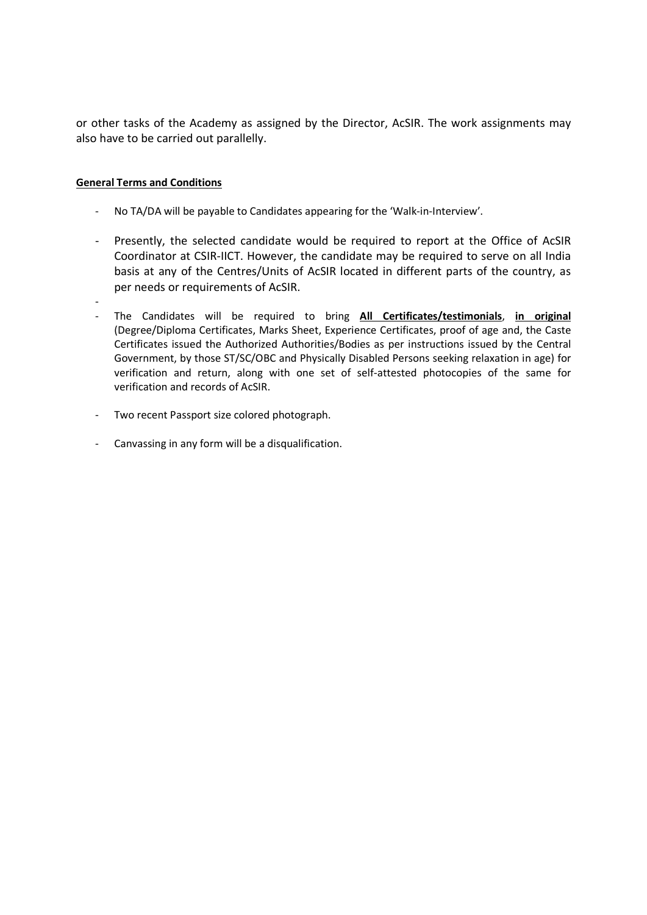or other tasks of the Academy as assigned by the Director, AcSIR. The work assignments may also have to be carried out parallelly.

**General Terms and Conditions**

- No TA/DA will be payable to Candidates appearing for the 'Walk-in-Interview'.
- Presently, the selected candidate would be required to report at the Office of AcSIR Coordinator at CSIR-IICT. However, the candidate may be required to serve on all India basis at any of the Centres/Units of AcSIR located in different parts of the country, as per needs or requirements of AcSIR.
- The Candidates will be required to bring **All Certificates/testimonials**, **in original** (Degree/Diploma Certificates, Marks Sheet, Experience Certificates, proof of age and, the Caste Certificates issued the Authorized Authorities/Bodies as per instructions issued by the Central Government, by those ST/SC/OBC and Physically Disabled Persons seeking relaxation in age) for verification and return, along with one set of self-attested photocopies of the same for verification and records of AcSIR.
- Two recent Passport size colored photograph.
- Canvassing in any form will be a disqualification.